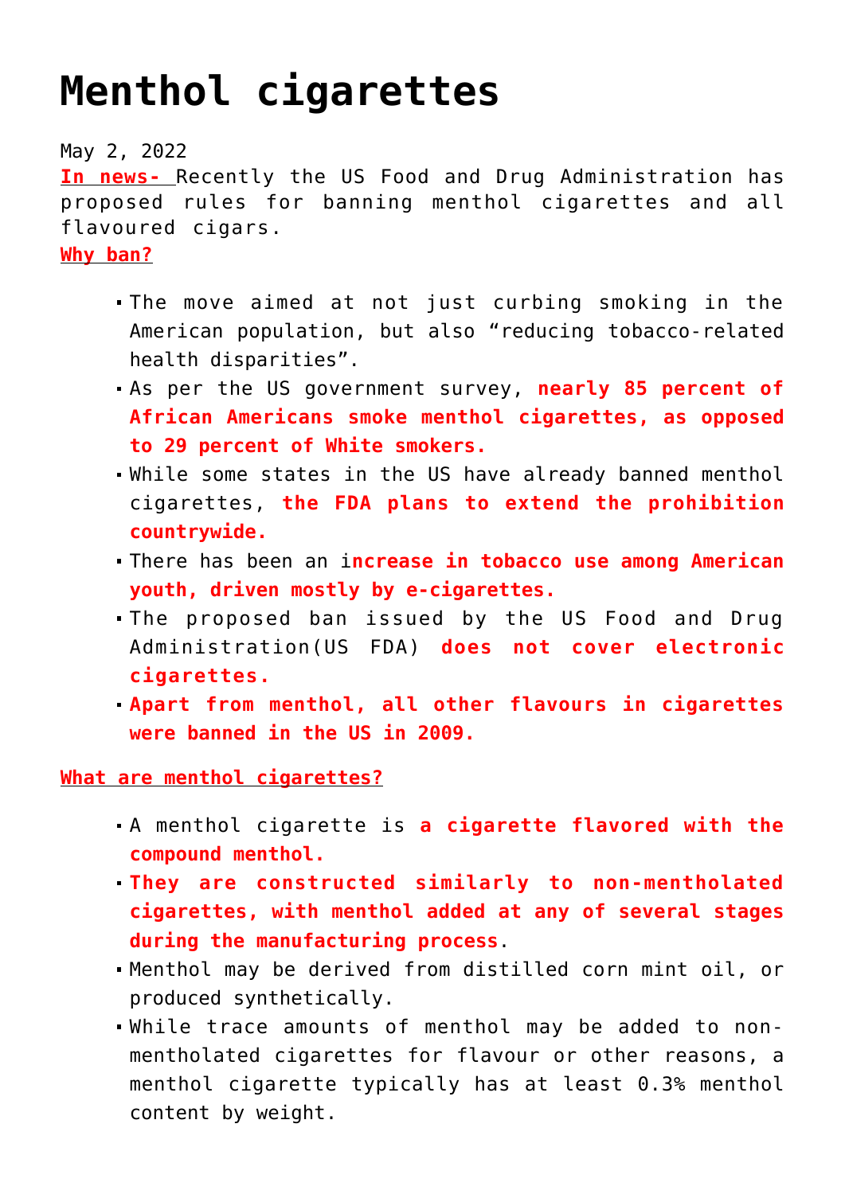# Menthol cigarettes

May 2, 2022

**In news-** Recently the US Food and Drug Administration has proposed rules for banning menthol cigarettes and all flavoured cigars.

**Why ban?**

- The move aimed at not just curbing smoking in the American population, but also "reducing tobacco-related health disparities".
- As per the US government survey, **nearly 85 percent of African Americans smoke menthol cigarettes, as opposed to 29 percent of White smokers.**
- While some states in the US have already banned menthol cigarettes, **the FDA plans to extend the prohibition countrywide.**
- There has been an i**ncrease in tobacco use among American youth, driven mostly by e-cigarettes.**
- The proposed ban issued by the US Food and Drug Administration(US FDA) **does not cover electronic cigarettes.**
- **Apart from menthol, all other flavours in cigarettes were banned in the US in 2009.**

**What are menthol cigarettes?**

- A menthol cigarette is **a cigarette flavored with the compound menthol.**
- **They are constructed similarly to non-mentholated cigarettes, with menthol added at any of several stages during the manufacturing process**.
- Menthol may be derived from distilled corn mint oil, or produced synthetically.
- While trace amounts of menthol may be added to non-mentholated cigarettes for flavour or other reasons, a menthol cigarette typically has at least 0.3% menthol content by weight.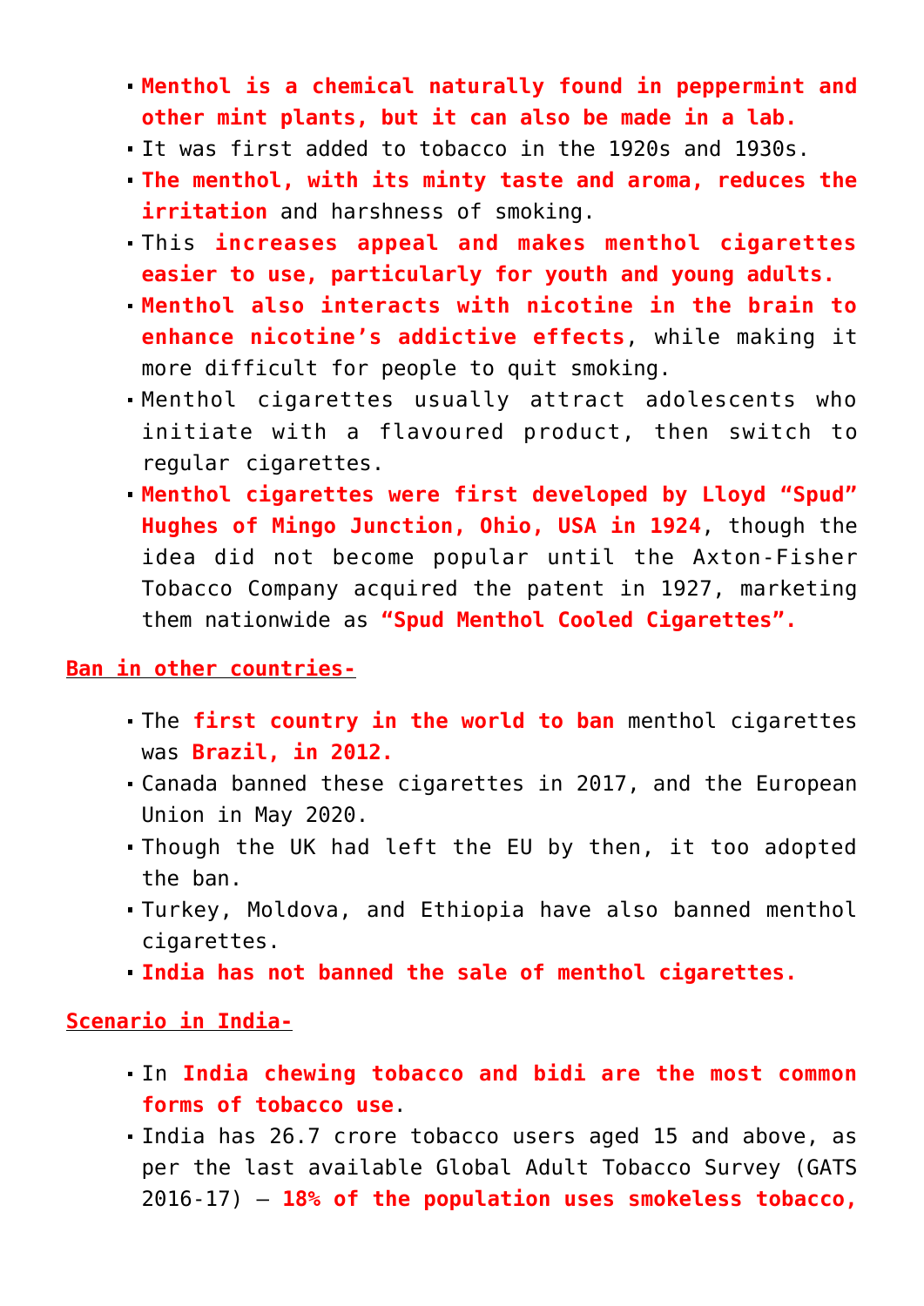- **Menthol is a chemical naturally found in peppermint and other mint plants, but it can also be made in a lab.**
- It was first added to tobacco in the 1920s and 1930s.
- **The menthol, with its minty taste and aroma, reduces the irritation** and harshness of smoking.
- This **increases appeal and makes menthol cigarettes easier to use, particularly for youth and young adults.**
- **Menthol also interacts with nicotine in the brain to enhance nicotine's addictive effects**, while making it more difficult for people to quit smoking.
- Menthol cigarettes usually attract adolescents who initiate with a flavoured product, then switch to regular cigarettes.
- **Menthol cigarettes were first developed by Lloyd "Spud" Hughes of Mingo Junction, Ohio, USA in 1924**, though the idea did not become popular until the Axton-Fisher Tobacco Company acquired the patent in 1927, marketing them nationwide as **"Spud Menthol Cooled Cigarettes".**

**Ban in other countries-**

- The **first country in the world to ban** menthol cigarettes was **Brazil, in 2012.**
- Canada banned these cigarettes in 2017, and the European Union in May 2020.
- Though the UK had left the EU by then, it too adopted the ban.
- Turkey, Moldova, and Ethiopia have also banned menthol cigarettes.
- **India has not banned the sale of menthol cigarettes.**

**Scenario in India-**

- In **India chewing tobacco and bidi are the most common forms of tobacco use**.
- India has 26.7 crore tobacco users aged 15 and above, as per the last available Global Adult Tobacco Survey (GATS 2016-17) – **18% of the population uses smokeless tobacco,**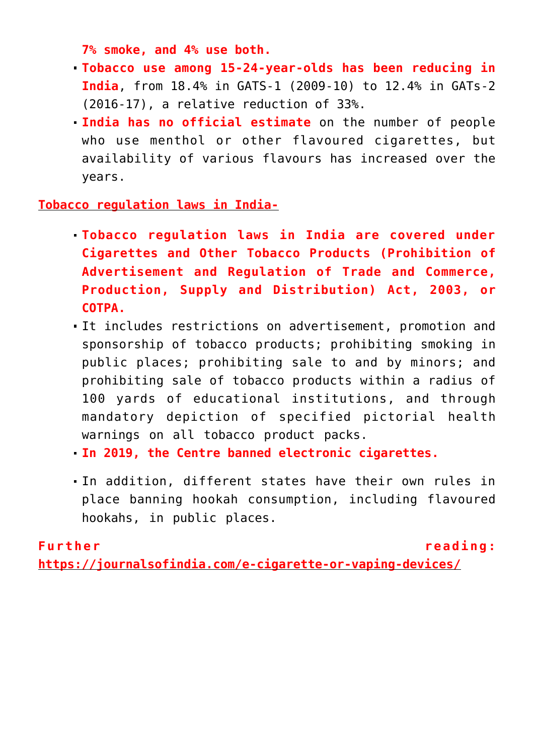**7% smoke, and 4% use both.**

- **Tobacco use among 15-24-year-olds has been reducing in India**, from 18.4% in GATS-1 (2009-10) to 12.4% in GATs-2 (2016-17), a relative reduction of 33%.
- **India has no official estimate** on the number of people who use menthol or other flavoured cigarettes, but availability of various flavours has increased over the years.

**Tobacco regulation laws in India-**

- **Tobacco regulation laws in India are covered under Cigarettes and Other Tobacco Products (Prohibition of Advertisement and Regulation of Trade and Commerce, Production, Supply and Distribution) Act, 2003, or COTPA.**
- It includes restrictions on advertisement, promotion and sponsorship of tobacco products; prohibiting smoking in public places; prohibiting sale to and by minors; and prohibiting sale of tobacco products within a radius of 100 yards of educational institutions, and through mandatory depiction of specified pictorial health warnings on all tobacco product packs.
- **In 2019, the Centre banned electronic cigarettes.**
- In addition, different states have their own rules in place banning hookah consumption, including flavoured hookahs, in public places.

**Further reading: https://journalsofindia.com/e-cigarette-or-vaping-devices/**